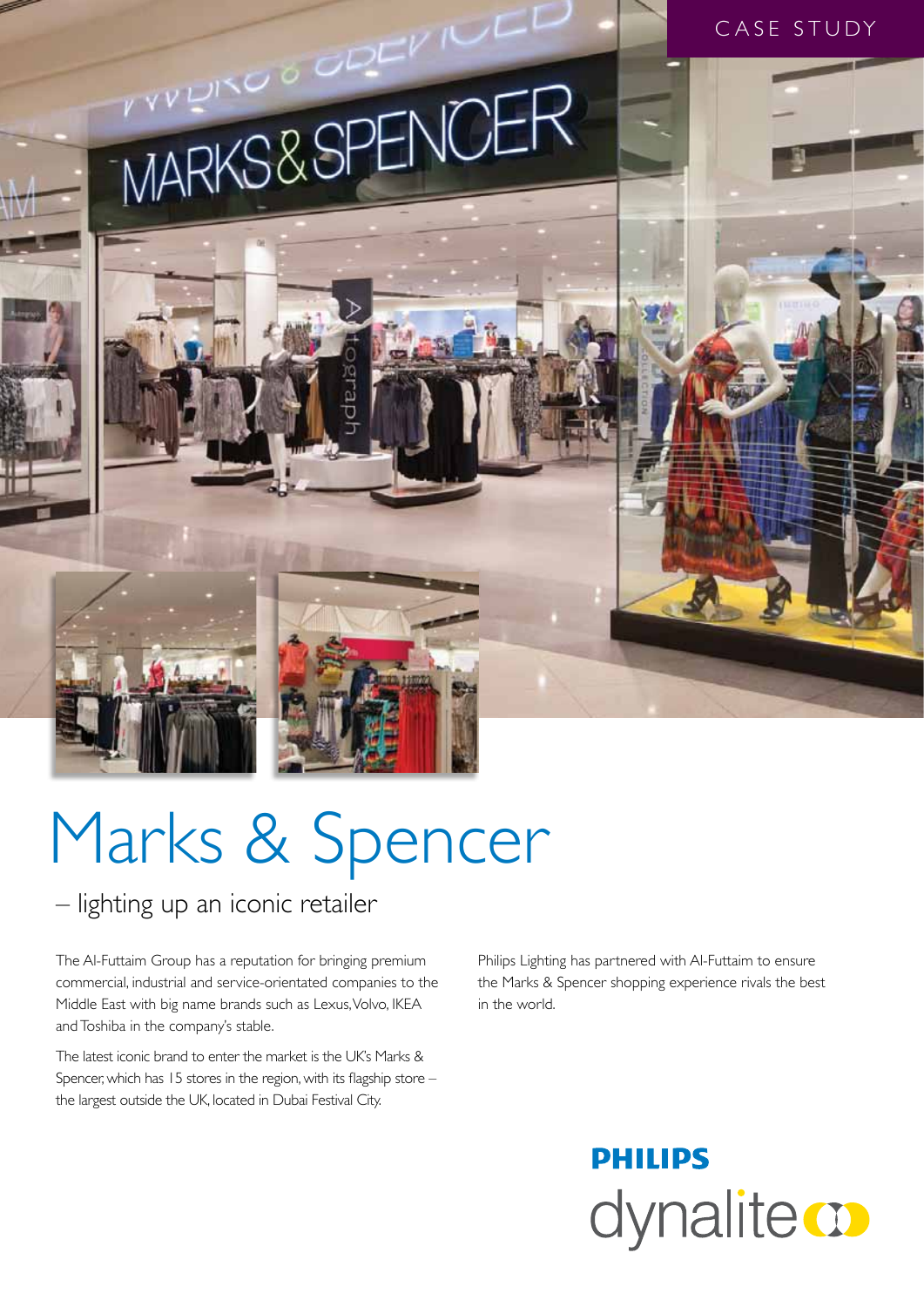CASE STUDY

# Marks & Spencer

## – lighting up an iconic retailer

The Al-Futtaim Group has a reputation for bringing premium commercial, industrial and service-orientated companies to the Middle East with big name brands such as Lexus, Volvo, IKEA and Toshiba in the company's stable.

The latest iconic brand to enter the market is the UK's Marks & Spencer, which has 15 stores in the region, with its flagship store – the largest outside the UK, located in Dubai Festival City.

Philips Lighting has partnered with Al-Futtaim to ensure the Marks & Spencer shopping experience rivals the best in the world.

PHILIPS
dynalite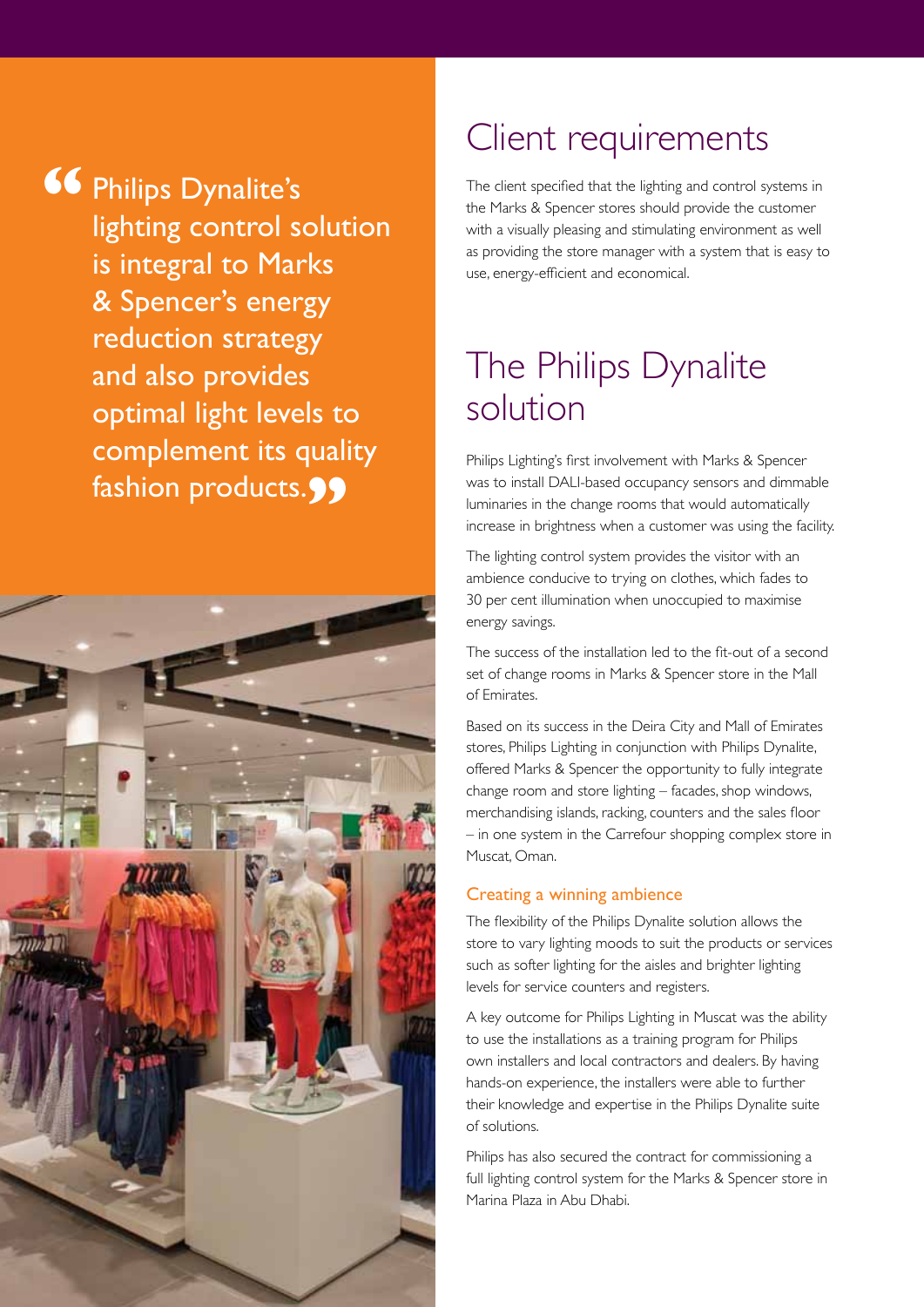> “Philips Dynalite’s lighting control solution is integral to Marks & Spencer’s energy reduction strategy and also provides optimal light levels to complement its quality fashion products.”

## Client requirements

The client specified that the lighting and control systems in the Marks & Spencer stores should provide the customer with a visually pleasing and stimulating environment as well as providing the store manager with a system that is easy to use, energy-efficient and economical.

## The Philips Dynalite solution

Philips Lighting’s first involvement with Marks & Spencer was to install DALI-based occupancy sensors and dimmable luminaries in the change rooms that would automatically increase in brightness when a customer was using the facility.

The lighting control system provides the visitor with an ambience conducive to trying on clothes, which fades to 30 per cent illumination when unoccupied to maximise energy savings.

The success of the installation led to the fit-out of a second set of change rooms in Marks & Spencer store in the Mall of Emirates.

Based on its success in the Deira City and Mall of Emirates stores, Philips Lighting in conjunction with Philips Dynalite, offered Marks & Spencer the opportunity to fully integrate change room and store lighting – facades, shop windows, merchandising islands, racking, counters and the sales floor – in one system in the Carrefour shopping complex store in Muscat, Oman.

### Creating a winning ambience

The flexibility of the Philips Dynalite solution allows the store to vary lighting moods to suit the products or services such as softer lighting for the aisles and brighter lighting levels for service counters and registers.

A key outcome for Philips Lighting in Muscat was the ability to use the installations as a training program for Philips own installers and local contractors and dealers. By having hands-on experience, the installers were able to further their knowledge and expertise in the Philips Dynalite suite of solutions.

Philips has also secured the contract for commissioning a full lighting control system for the Marks & Spencer store in Marina Plaza in Abu Dhabi.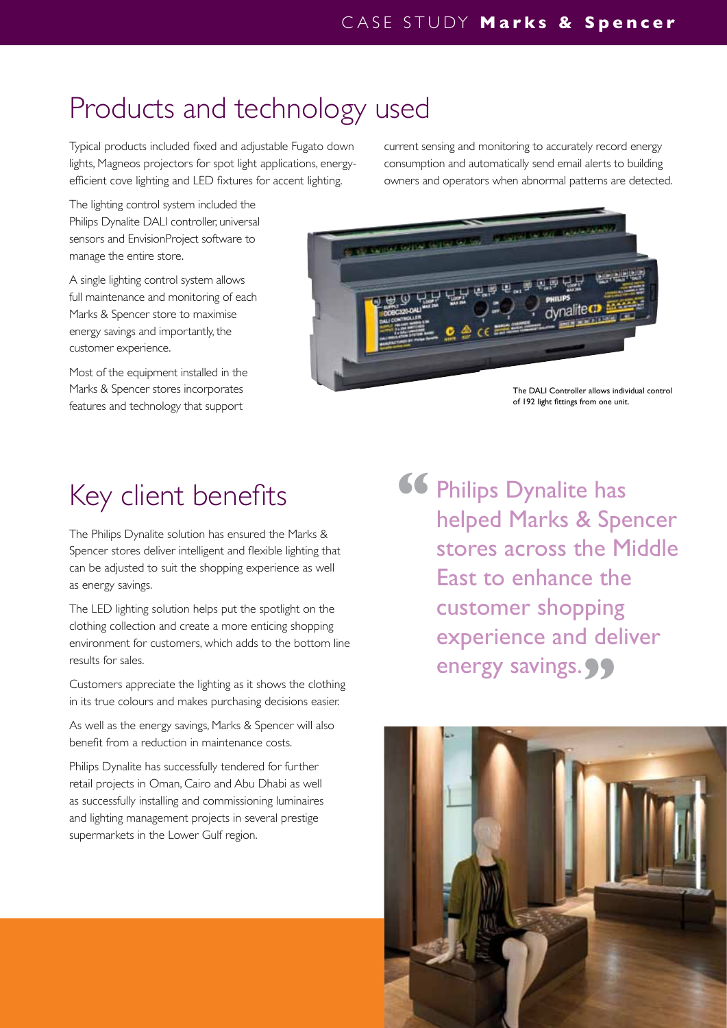## Products and technology used

Typical products included fixed and adjustable Fugato down lights, Magneos projectors for spot light applications, energy-efficient cove lighting and LED fixtures for accent lighting.

The lighting control system included the Philips Dynalite DALI controller, universal sensors and EnvisionProject software to manage the entire store.

A single lighting control system allows full maintenance and monitoring of each Marks & Spencer store to maximise energy savings and importantly, the customer experience.

Most of the equipment installed in the Marks & Spencer stores incorporates features and technology that support current sensing and monitoring to accurately record energy consumption and automatically send email alerts to building owners and operators when abnormal patterns are detected.

The DALI Controller allows individual control of 192 light fittings from one unit.

## Key client benefits

The Philips Dynalite solution has ensured the Marks & Spencer stores deliver intelligent and flexible lighting that can be adjusted to suit the shopping experience as well as energy savings.

The LED lighting solution helps put the spotlight on the clothing collection and create a more enticing shopping environment for customers, which adds to the bottom line results for sales.

Customers appreciate the lighting as it shows the clothing in its true colours and makes purchasing decisions easier.

As well as the energy savings, Marks & Spencer will also benefit from a reduction in maintenance costs.

Philips Dynalite has successfully tendered for further retail projects in Oman, Cairo and Abu Dhabi as well as successfully installing and commissioning luminaires and lighting management projects in several prestige supermarkets in the Lower Gulf region.

> "Philips Dynalite has helped Marks & Spencer stores across the Middle East to enhance the customer shopping experience and deliver energy savings."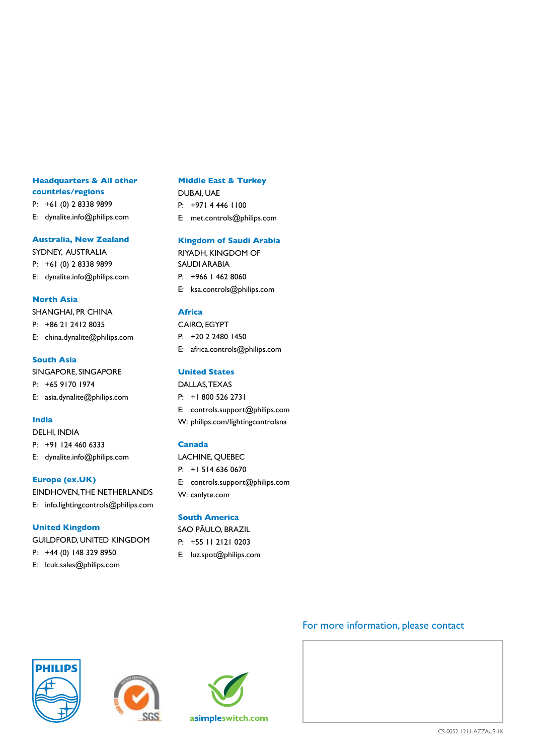### Headquarters & All other countries/regions
P: +61 (0) 2 8338 9899
E: dynalite.info@philips.com

### Australia, New Zealand
SYDNEY, AUSTRALIA
P: +61 (0) 2 8338 9899
E: dynalite.info@philips.com

### North Asia
SHANGHAI, PR CHINA
P: +86 21 2412 8035
E: china.dynalite@philips.com

### South Asia
SINGAPORE, SINGAPORE
P: +65 9170 1974
E: asia.dynalite@philips.com

### India
DELHI, INDIA
P: +91 124 460 6333
E: dynalite.info@philips.com

### Europe (ex.UK)
EINDHOVEN, THE NETHERLANDS
E: info.lightingcontrols@philips.com

### United Kingdom
GUILDFORD, UNITED KINGDOM
P: +44 (0) 148 329 8950
E: lcuk.sales@philips.com

### Middle East & Turkey
DUBAI, UAE
P: +971 4 446 1100
E: met.controls@philips.com

### Kingdom of Saudi Arabia
RIYADH, KINGDOM OF SAUDI ARABIA
P: +966 1 462 8060
E: ksa.controls@philips.com

### Africa
CAIRO, EGYPT
P: +20 2 2480 1450
E: africa.controls@philips.com

### United States
DALLAS, TEXAS
P: +1 800 526 2731
E: controls.support@philips.com
W: philips.com/lightingcontrolsna

### Canada
LACHINE, QUEBEC
P: +1 514 636 0670
E: controls.support@philips.com
W: canlyte.com

### South America
SAO PÃULO, BRAZIL
P: +55 11 2121 0203
E: luz.spot@philips.com

For more information, please contact

PHILIPS

SGS ISO 9001

asimpleswitch.com

CS-0052-1211-AZZAUS-1K